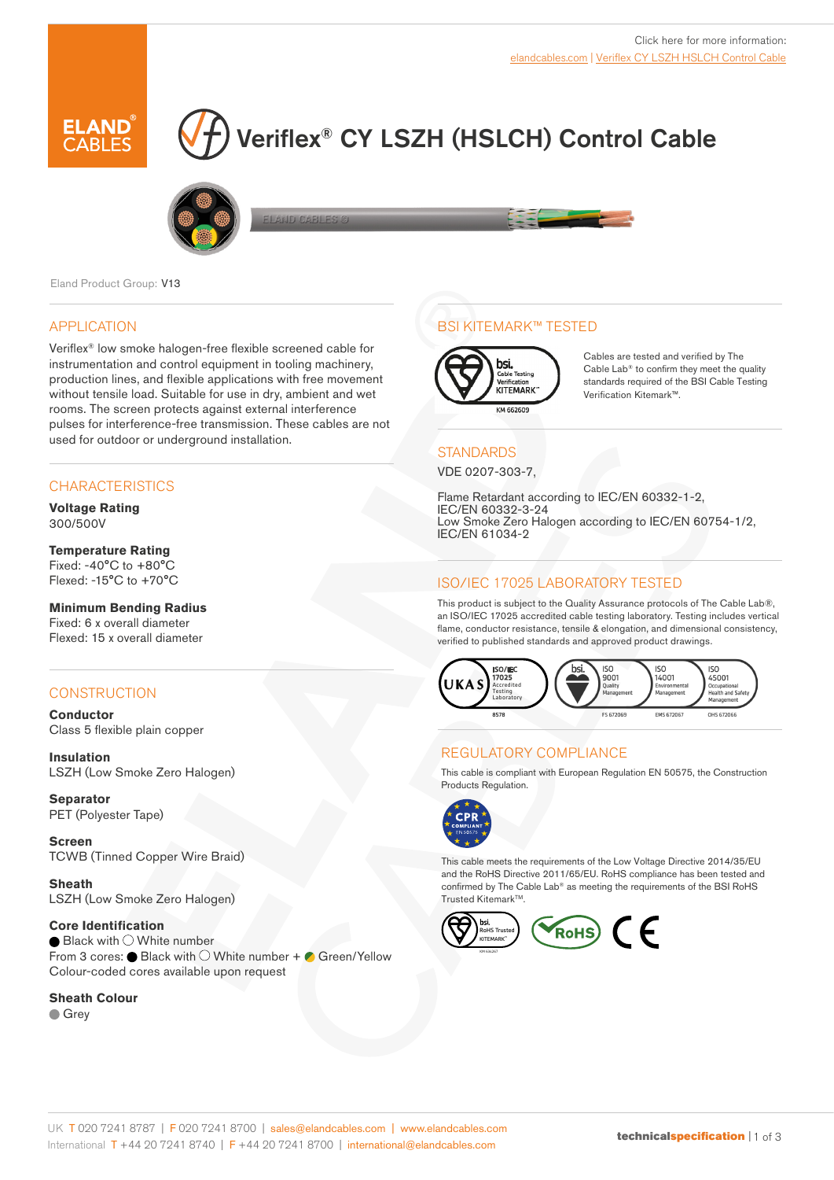Click here for more information:
elandcables.com | Veriflex CY LSZH HSLCH Control Cable

# Veriflex® CY LSZH (HSLCH) Control Cable

Eland Product Group: V13

## APPLICATION

Veriflex® low smoke halogen-free flexible screened cable for instrumentation and control equipment in tooling machinery, production lines, and flexible applications with free movement without tensile load. Suitable for use in dry, ambient and wet rooms. The screen protects against external interference pulses for interference-free transmission. These cables are not used for outdoor or underground installation.

## CHARACTERISTICS

**Voltage Rating**
300/500V

**Temperature Rating**
Fixed: -40°C to +80°C
Flexed: -15°C to +70°C

**Minimum Bending Radius**
Fixed: 6 x overall diameter
Flexed: 15 x overall diameter

## CONSTRUCTION

**Conductor**
Class 5 flexible plain copper

**Insulation**
LSZH (Low Smoke Zero Halogen)

**Separator**
PET (Polyester Tape)

**Screen**
TCWB (Tinned Copper Wire Braid)

**Sheath**
LSZH (Low Smoke Zero Halogen)

**Core Identification**
Black with White number
From 3 cores: Black with White number + Green/Yellow
Colour-coded cores available upon request

**Sheath Colour**
Grey

## BSI KITEMARK™ TESTED

KM 662609

Cables are tested and verified by The Cable Lab® to confirm they meet the quality standards required of the BSI Cable Testing Verification Kitemark™.

## STANDARDS

VDE 0207-303-7,

Flame Retardant according to IEC/EN 60332-1-2, IEC/EN 60332-3-24
Low Smoke Zero Halogen according to IEC/EN 60754-1/2, IEC/EN 61034-2

## ISO/IEC 17025 LABORATORY TESTED

This product is subject to the Quality Assurance protocols of The Cable Lab®, an ISO/IEC 17025 accredited cable testing laboratory. Testing includes vertical flame, conductor resistance, tensile & elongation, and dimensional consistency, verified to published standards and approved product drawings.

UKAS ISO/IEC 17025 Accredited Testing Laboratory 8578 | ISO 9001 Quality Management FS 672069 | ISO 14001 Environmental Management EMS 672067 | ISO 45001 Occupational Health and Safety Management OHS 672066

## REGULATORY COMPLIANCE

This cable is compliant with European Regulation EN 50575, the Construction Products Regulation.

This cable meets the requirements of the Low Voltage Directive 2014/35/EU and the RoHS Directive 2011/65/EU. RoHS compliance has been tested and confirmed by The Cable Lab® as meeting the requirements of the BSI RoHS Trusted Kitemark™.

UK T 020 7241 8787 | F 020 7241 8700 | sales@elandcables.com | www.elandcables.com
International T +44 20 7241 8740 | F +44 20 7241 8700 | international@elandcables.com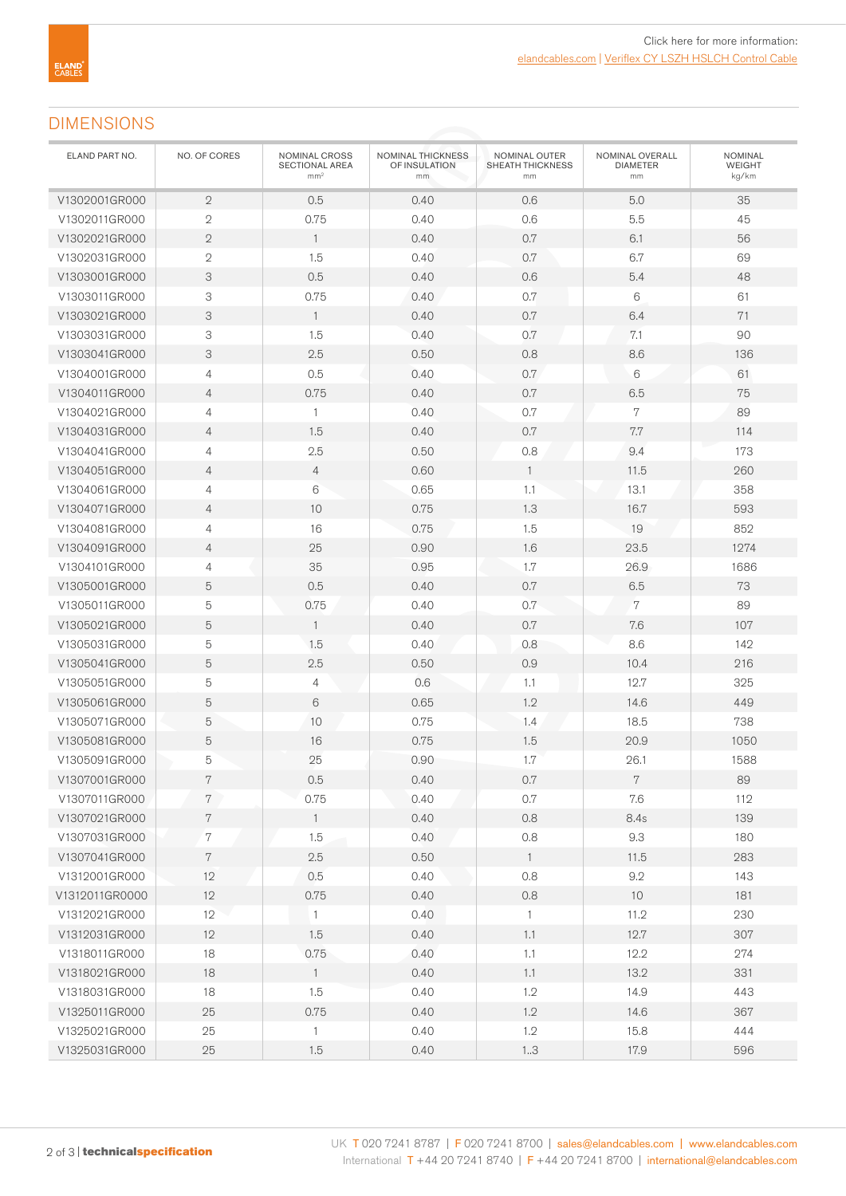Click here for more information:
elandcables.com | Veriflex CY LSZH HSLCH Control Cable

## DIMENSIONS

| ELAND PART NO. | NO. OF CORES | NOMINAL CROSS SECTIONAL AREA mm² | NOMINAL THICKNESS OF INSULATION mm | NOMINAL OUTER SHEATH THICKNESS mm | NOMINAL OVERALL DIAMETER mm | NOMINAL WEIGHT kg/km |
|---|---|---|---|---|---|---|
| V1302001GR000 | 2 | 0.5 | 0.40 | 0.6 | 5.0 | 35 |
| V1302011GR000 | 2 | 0.75 | 0.40 | 0.6 | 5.5 | 45 |
| V1302021GR000 | 2 | 1 | 0.40 | 0.7 | 6.1 | 56 |
| V1302031GR000 | 2 | 1.5 | 0.40 | 0.7 | 6.7 | 69 |
| V1303001GR000 | 3 | 0.5 | 0.40 | 0.6 | 5.4 | 48 |
| V1303011GR000 | 3 | 0.75 | 0.40 | 0.7 | 6 | 61 |
| V1303021GR000 | 3 | 1 | 0.40 | 0.7 | 6.4 | 71 |
| V1303031GR000 | 3 | 1.5 | 0.40 | 0.7 | 7.1 | 90 |
| V1303041GR000 | 3 | 2.5 | 0.50 | 0.8 | 8.6 | 136 |
| V1304001GR000 | 4 | 0.5 | 0.40 | 0.7 | 6 | 61 |
| V1304011GR000 | 4 | 0.75 | 0.40 | 0.7 | 6.5 | 75 |
| V1304021GR000 | 4 | 1 | 0.40 | 0.7 | 7 | 89 |
| V1304031GR000 | 4 | 1.5 | 0.40 | 0.7 | 7.7 | 114 |
| V1304041GR000 | 4 | 2.5 | 0.50 | 0.8 | 9.4 | 173 |
| V1304051GR000 | 4 | 4 | 0.60 | 1 | 11.5 | 260 |
| V1304061GR000 | 4 | 6 | 0.65 | 1.1 | 13.1 | 358 |
| V1304071GR000 | 4 | 10 | 0.75 | 1.3 | 16.7 | 593 |
| V1304081GR000 | 4 | 16 | 0.75 | 1.5 | 19 | 852 |
| V1304091GR000 | 4 | 25 | 0.90 | 1.6 | 23.5 | 1274 |
| V1304101GR000 | 4 | 35 | 0.95 | 1.7 | 26.9 | 1686 |
| V1305001GR000 | 5 | 0.5 | 0.40 | 0.7 | 6.5 | 73 |
| V1305011GR000 | 5 | 0.75 | 0.40 | 0.7 | 7 | 89 |
| V1305021GR000 | 5 | 1 | 0.40 | 0.7 | 7.6 | 107 |
| V1305031GR000 | 5 | 1.5 | 0.40 | 0.8 | 8.6 | 142 |
| V1305041GR000 | 5 | 2.5 | 0.50 | 0.9 | 10.4 | 216 |
| V1305051GR000 | 5 | 4 | 0.6 | 1.1 | 12.7 | 325 |
| V1305061GR000 | 5 | 6 | 0.65 | 1.2 | 14.6 | 449 |
| V1305071GR000 | 5 | 10 | 0.75 | 1.4 | 18.5 | 738 |
| V1305081GR000 | 5 | 16 | 0.75 | 1.5 | 20.9 | 1050 |
| V1305091GR000 | 5 | 25 | 0.90 | 1.7 | 26.1 | 1588 |
| V1307001GR000 | 7 | 0.5 | 0.40 | 0.7 | 7 | 89 |
| V1307011GR000 | 7 | 0.75 | 0.40 | 0.7 | 7.6 | 112 |
| V1307021GR000 | 7 | 1 | 0.40 | 0.8 | 8.4s | 139 |
| V1307031GR000 | 7 | 1.5 | 0.40 | 0.8 | 9.3 | 180 |
| V1307041GR000 | 7 | 2.5 | 0.50 | 1 | 11.5 | 283 |
| V1312001GR000 | 12 | 0.5 | 0.40 | 0.8 | 9.2 | 143 |
| V1312011GR0000 | 12 | 0.75 | 0.40 | 0.8 | 10 | 181 |
| V1312021GR000 | 12 | 1 | 0.40 | 1 | 11.2 | 230 |
| V1312031GR000 | 12 | 1.5 | 0.40 | 1.1 | 12.7 | 307 |
| V1318011GR000 | 18 | 0.75 | 0.40 | 1.1 | 12.2 | 274 |
| V1318021GR000 | 18 | 1 | 0.40 | 1.1 | 13.2 | 331 |
| V1318031GR000 | 18 | 1.5 | 0.40 | 1.2 | 14.9 | 443 |
| V1325011GR000 | 25 | 0.75 | 0.40 | 1.2 | 14.6 | 367 |
| V1325021GR000 | 25 | 1 | 0.40 | 1.2 | 15.8 | 444 |
| V1325031GR000 | 25 | 1.5 | 0.40 | 1..3 | 17.9 | 596 |

UK T 020 7241 8787 | F 020 7241 8700 | sales@elandcables.com | www.elandcables.com
International T +44 20 7241 8740 | F +44 20 7241 8700 | international@elandcables.com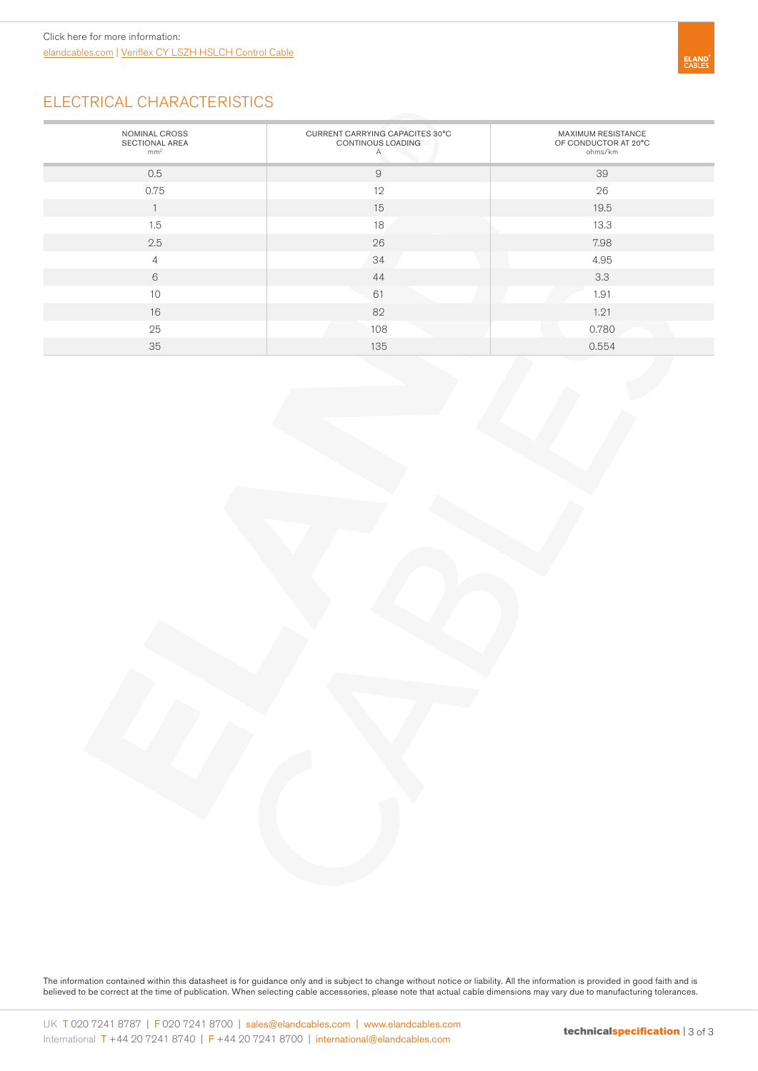Click here for more information:
elandcables.com | Veriflex CY LSZH HSLCH Control Cable

## ELECTRICAL CHARACTERISTICS

| NOMINAL CROSS SECTIONAL AREA $mm^2$ | CURRENT CARRYING CAPACITES 30°C CONTINOUS LOADING A | MAXIMUM RESISTANCE OF CONDUCTOR AT 20°C ohms/km |
|---|---|---|
| 0.5 | 9 | 39 |
| 0.75 | 12 | 26 |
| 1 | 15 | 19.5 |
| 1.5 | 18 | 13.3 |
| 2.5 | 26 | 7.98 |
| 4 | 34 | 4.95 |
| 6 | 44 | 3.3 |
| 10 | 61 | 1.91 |
| 16 | 82 | 1.21 |
| 25 | 108 | 0.780 |
| 35 | 135 | 0.554 |

The information contained within this datasheet is for guidance only and is subject to change without notice or liability. All the information is provided in good faith and is believed to be correct at the time of publication. When selecting cable accessories, please note that actual cable dimensions may vary due to manufacturing tolerances.

UK T 020 7241 8787 | F 020 7241 8700 | sales@elandcables.com | www.elandcables.com
International T +44 20 7241 8740 | F +44 20 7241 8700 | international@elandcables.com